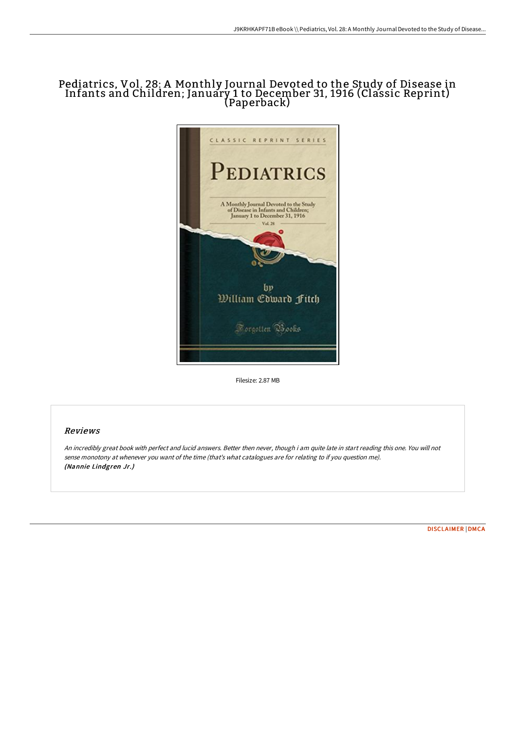# Pediatrics, Vol. 28: A Monthly Journal Devoted to the Study of Disease in Infants and Children; January 1 to December 31, 1916 (Classic Reprint) (Paperback)

Filesize: 2.87 MB

## Reviews

*An incredibly great book with perfect and lucid answers. Better then never, though i am quite late in start reading this one. You will not sense monotony at whenever you want of the time (that's what catalogues are for relating to if you question me).*
***(Nannie Lindgren Jr.)***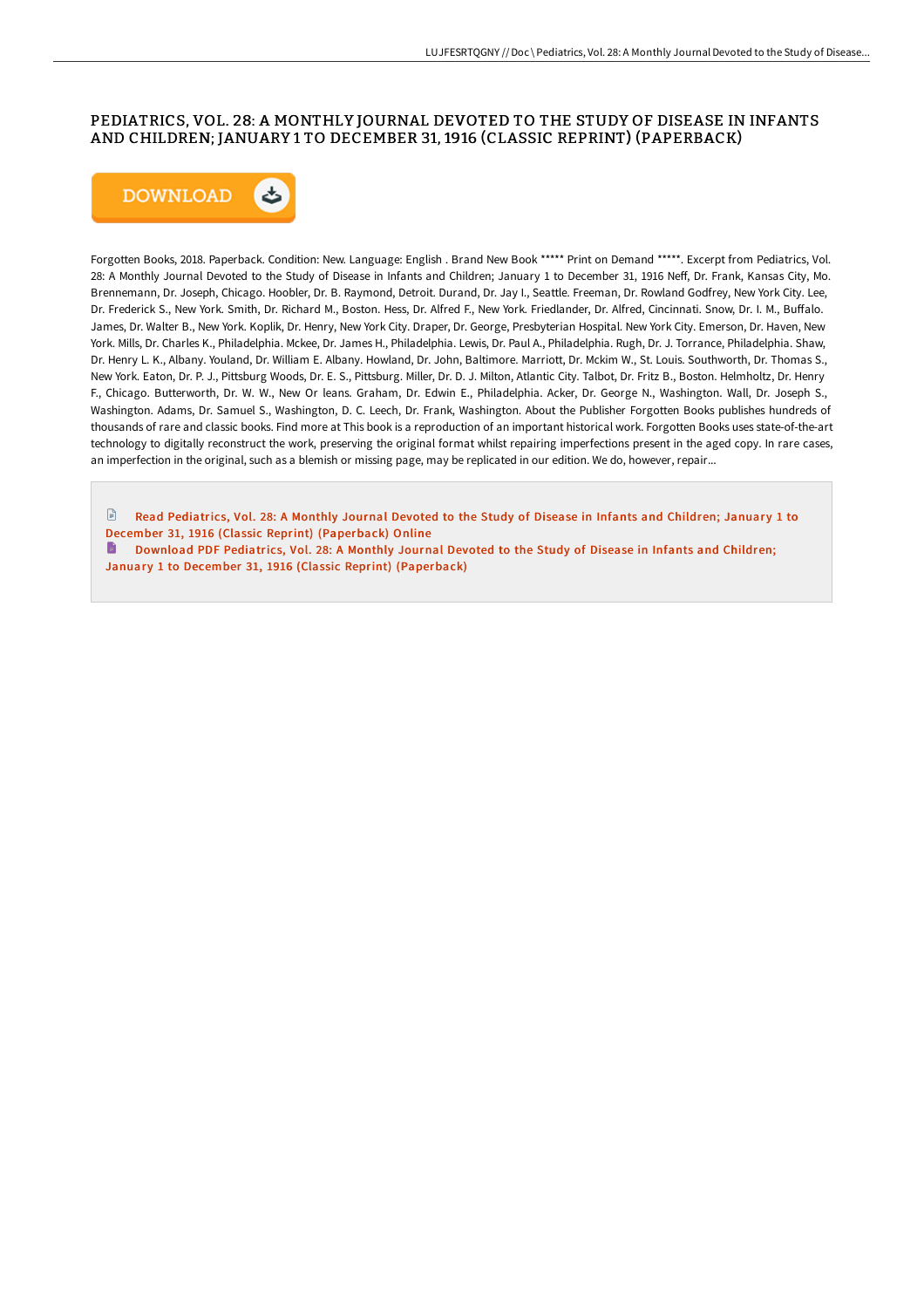# PEDIATRICS, VOL. 28: A MONTHLY JOURNAL DEVOTED TO THE STUDY OF DISEASE IN INFANTS AND CHILDREN; JANUARY 1 TO DECEMBER 31, 1916 (CLASSIC REPRINT) (PAPERBACK)

DOWNLOAD

Forgotten Books, 2018. Paperback. Condition: New. Language: English . Brand New Book ***** Print on Demand *****. Excerpt from Pediatrics, Vol. 28: A Monthly Journal Devoted to the Study of Disease in Infants and Children; January 1 to December 31, 1916 Neff, Dr. Frank, Kansas City, Mo. Brennemann, Dr. Joseph, Chicago. Hoobler, Dr. B. Raymond, Detroit. Durand, Dr. Jay I., Seattle. Freeman, Dr. Rowland Godfrey, New York City. Lee, Dr. Frederick S., New York. Smith, Dr. Richard M., Boston. Hess, Dr. Alfred F., New York. Friedlander, Dr. Alfred, Cincinnati. Snow, Dr. I. M., Buffalo. James, Dr. Walter B., New York. Koplik, Dr. Henry, New York City. Draper, Dr. George, Presbyterian Hospital. New York City. Emerson, Dr. Haven, New York. Mills, Dr. Charles K., Philadelphia. Mckee, Dr. James H., Philadelphia. Lewis, Dr. Paul A., Philadelphia. Rugh, Dr. J. Torrance, Philadelphia. Shaw, Dr. Henry L. K., Albany. Youland, Dr. William E. Albany. Howland, Dr. John, Baltimore. Marriott, Dr. Mckim W., St. Louis. Southworth, Dr. Thomas S., New York. Eaton, Dr. P. J., Pittsburg Woods, Dr. E. S., Pittsburg. Miller, Dr. D. J. Milton, Atlantic City. Talbot, Dr. Fritz B., Boston. Helmholtz, Dr. Henry F., Chicago. Butterworth, Dr. W. W., New Or leans. Graham, Dr. Edwin E., Philadelphia. Acker, Dr. George N., Washington. Wall, Dr. Joseph S., Washington. Adams, Dr. Samuel S., Washington, D. C. Leech, Dr. Frank, Washington. About the Publisher Forgotten Books publishes hundreds of thousands of rare and classic books. Find more at This book is a reproduction of an important historical work. Forgotten Books uses state-of-the-art technology to digitally reconstruct the work, preserving the original format whilst repairing imperfections present in the aged copy. In rare cases, an imperfection in the original, such as a blemish or missing page, may be replicated in our edition. We do, however, repair...

Read Pediatrics, Vol. 28: A Monthly Journal Devoted to the Study of Disease in Infants and Children; January 1 to December 31, 1916 (Classic Reprint) (Paperback) Online

Download PDF Pediatrics, Vol. 28: A Monthly Journal Devoted to the Study of Disease in Infants and Children; January 1 to December 31, 1916 (Classic Reprint) (Paperback)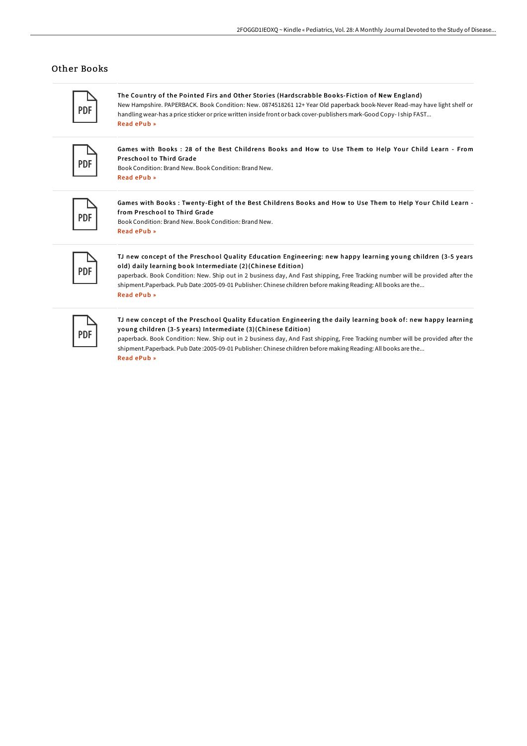## Other Books

**The Country of the Pointed Firs and Other Stories (Hardscrabble Books-Fiction of New England)**
New Hampshire. PAPERBACK. Book Condition: New. 0874518261 12+ Year Old paperback book-Never Read-may have light shelf or handling wear-has a price sticker or price written inside front or back cover-publishers mark-Good Copy- I ship FAST...
Read ePub »

**Games with Books : 28 of the Best Childrens Books and How to Use Them to Help Your Child Learn - From Preschool to Third Grade**
Book Condition: Brand New. Book Condition: Brand New.
Read ePub »

**Games with Books : Twenty-Eight of the Best Childrens Books and How to Use Them to Help Your Child Learn - from Preschool to Third Grade**
Book Condition: Brand New. Book Condition: Brand New.
Read ePub »

**TJ new concept of the Preschool Quality Education Engineering: new happy learning young children (3-5 years old) daily learning book Intermediate (2)(Chinese Edition)**
paperback. Book Condition: New. Ship out in 2 business day, And Fast shipping, Free Tracking number will be provided after the shipment.Paperback. Pub Date :2005-09-01 Publisher: Chinese children before making Reading: All books are the...
Read ePub »

**TJ new concept of the Preschool Quality Education Engineering the daily learning book of: new happy learning young children (3-5 years) Intermediate (3)(Chinese Edition)**
paperback. Book Condition: New. Ship out in 2 business day, And Fast shipping, Free Tracking number will be provided after the shipment.Paperback. Pub Date :2005-09-01 Publisher: Chinese children before making Reading: All books are the...
Read ePub »